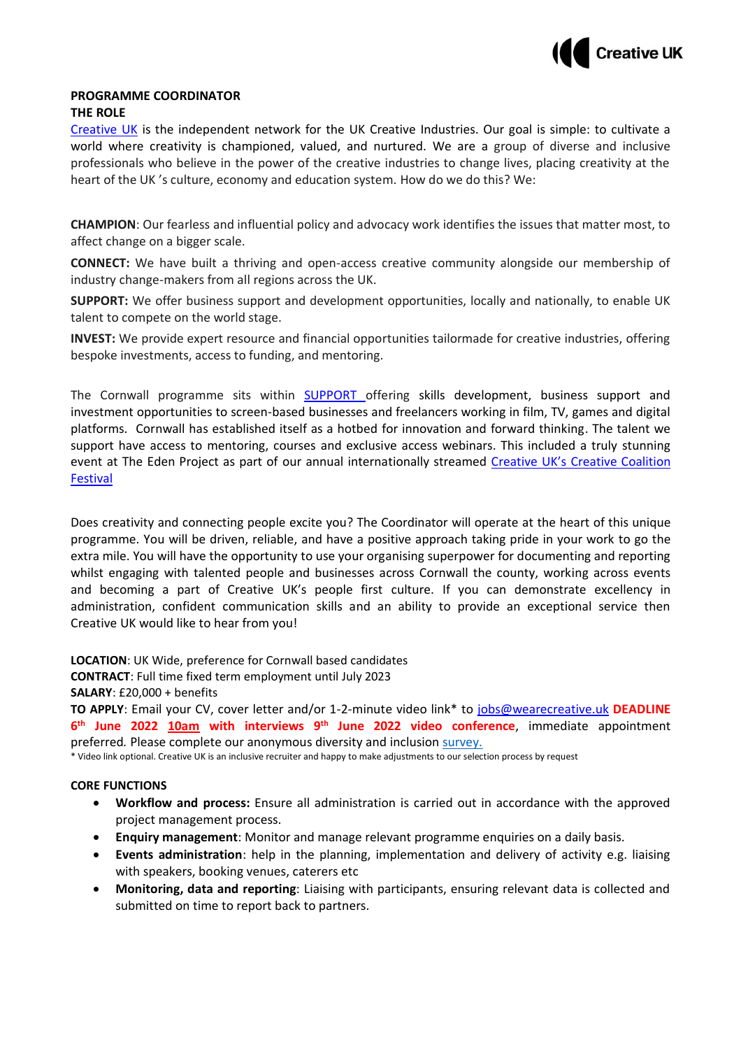**PROGRAMME COORDINATOR**

**THE ROLE**

Creative UK is the independent network for the UK Creative Industries. Our goal is simple: to cultivate a world where creativity is championed, valued, and nurtured. We are a group of diverse and inclusive professionals who believe in the power of the creative industries to change lives, placing creativity at the heart of the UK 's culture, economy and education system. How do we do this? We:

**CHAMPION**: Our fearless and influential policy and advocacy work identifies the issues that matter most, to affect change on a bigger scale.

**CONNECT:** We have built a thriving and open-access creative community alongside our membership of industry change-makers from all regions across the UK.

**SUPPORT:** We offer business support and development opportunities, locally and nationally, to enable UK talent to compete on the world stage.

**INVEST:** We provide expert resource and financial opportunities tailormade for creative industries, offering bespoke investments, access to funding, and mentoring.

The Cornwall programme sits within SUPPORT offering skills development, business support and investment opportunities to screen-based businesses and freelancers working in film, TV, games and digital platforms. Cornwall has established itself as a hotbed for innovation and forward thinking. The talent we support have access to mentoring, courses and exclusive access webinars. This included a truly stunning event at The Eden Project as part of our annual internationally streamed Creative UK's Creative Coalition Festival

Does creativity and connecting people excite you? The Coordinator will operate at the heart of this unique programme. You will be driven, reliable, and have a positive approach taking pride in your work to go the extra mile. You will have the opportunity to use your organising superpower for documenting and reporting whilst engaging with talented people and businesses across Cornwall the county, working across events and becoming a part of Creative UK's people first culture. If you can demonstrate excellency in administration, confident communication skills and an ability to provide an exceptional service then Creative UK would like to hear from you!

**LOCATION**: UK Wide, preference for Cornwall based candidates
**CONTRACT**: Full time fixed term employment until July 2023
**SALARY**: £20,000 + benefits
**TO APPLY**: Email your CV, cover letter and/or 1-2-minute video link* to jobs@wearecreative.uk **DEADLINE 6th June 2022 10am with interviews 9th June 2022 video conference**, immediate appointment preferred. Please complete our anonymous diversity and inclusion survey.

\* Video link optional. Creative UK is an inclusive recruiter and happy to make adjustments to our selection process by request

**CORE FUNCTIONS**

- **Workflow and process:** Ensure all administration is carried out in accordance with the approved project management process.
- **Enquiry management**: Monitor and manage relevant programme enquiries on a daily basis.
- **Events administration**: help in the planning, implementation and delivery of activity e.g. liaising with speakers, booking venues, caterers etc
- **Monitoring, data and reporting**: Liaising with participants, ensuring relevant data is collected and submitted on time to report back to partners.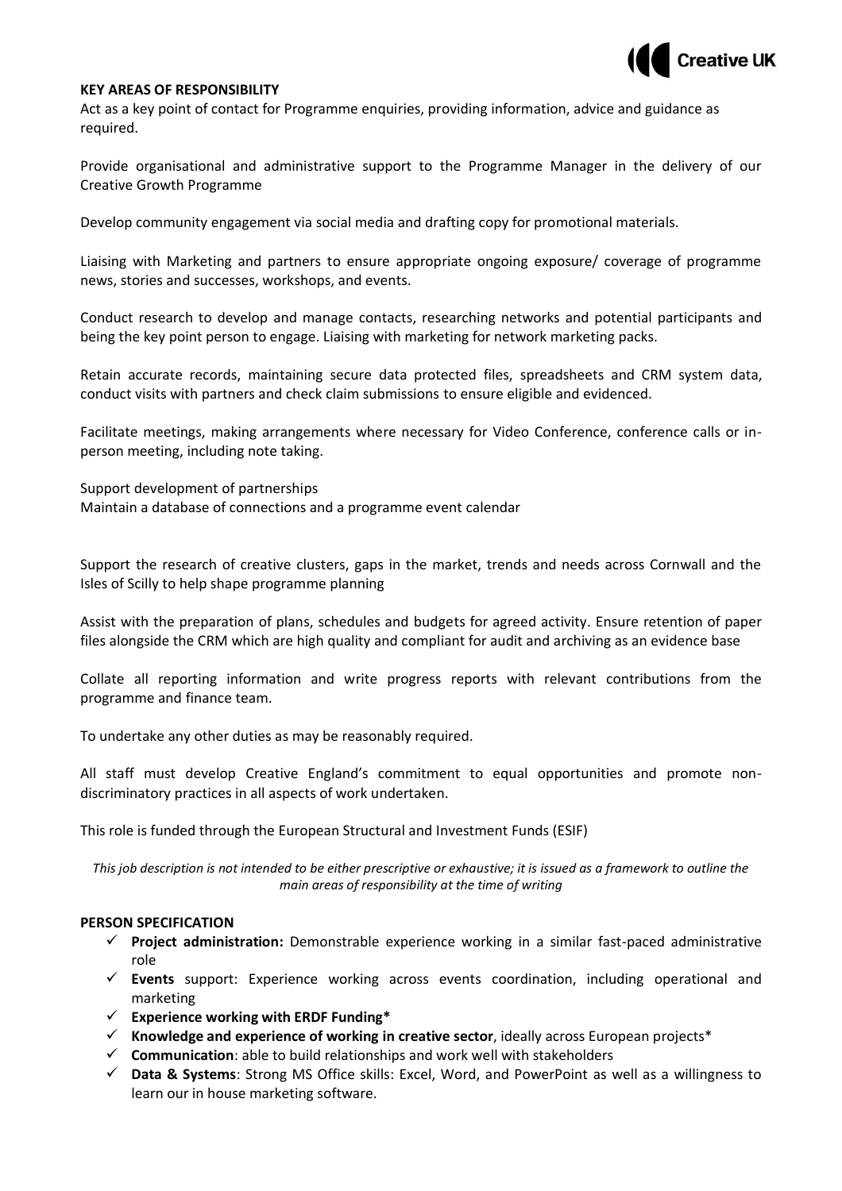**KEY AREAS OF RESPONSIBILITY**

Act as a key point of contact for Programme enquiries, providing information, advice and guidance as required.

Provide organisational and administrative support to the Programme Manager in the delivery of our Creative Growth Programme

Develop community engagement via social media and drafting copy for promotional materials.

Liaising with Marketing and partners to ensure appropriate ongoing exposure/ coverage of programme news, stories and successes, workshops, and events.

Conduct research to develop and manage contacts, researching networks and potential participants and being the key point person to engage. Liaising with marketing for network marketing packs.

Retain accurate records, maintaining secure data protected files, spreadsheets and CRM system data, conduct visits with partners and check claim submissions to ensure eligible and evidenced.

Facilitate meetings, making arrangements where necessary for Video Conference, conference calls or in-person meeting, including note taking.

Support development of partnerships
Maintain a database of connections and a programme event calendar

Support the research of creative clusters, gaps in the market, trends and needs across Cornwall and the Isles of Scilly to help shape programme planning

Assist with the preparation of plans, schedules and budgets for agreed activity. Ensure retention of paper files alongside the CRM which are high quality and compliant for audit and archiving as an evidence base

Collate all reporting information and write progress reports with relevant contributions from the programme and finance team.

To undertake any other duties as may be reasonably required.

All staff must develop Creative England's commitment to equal opportunities and promote non-discriminatory practices in all aspects of work undertaken.

This role is funded through the European Structural and Investment Funds (ESIF)

*This job description is not intended to be either prescriptive or exhaustive; it is issued as a framework to outline the main areas of responsibility at the time of writing*

**PERSON SPECIFICATION**

- ✓ **Project administration:** Demonstrable experience working in a similar fast-paced administrative role
- ✓ **Events** support: Experience working across events coordination, including operational and marketing
- ✓ **Experience working with ERDF Funding***
- ✓ **Knowledge and experience of working in creative sector**, ideally across European projects*
- ✓ **Communication**: able to build relationships and work well with stakeholders
- ✓ **Data & Systems**: Strong MS Office skills: Excel, Word, and PowerPoint as well as a willingness to learn our in house marketing software.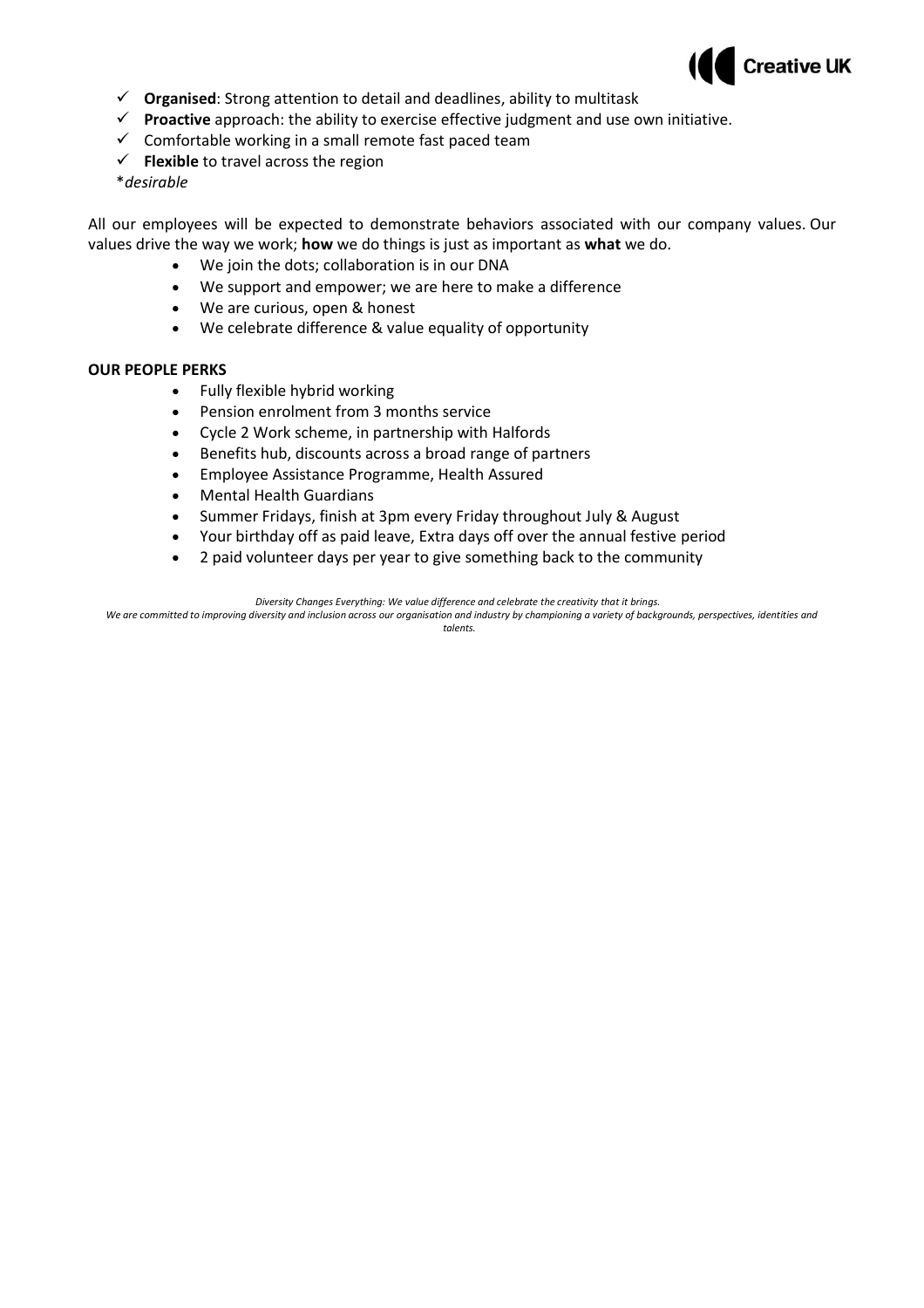- ✓ **Organised**: Strong attention to detail and deadlines, ability to multitask
- ✓ **Proactive** approach: the ability to exercise effective judgment and use own initiative.
- ✓ Comfortable working in a small remote fast paced team
- ✓ **Flexible** to travel across the region

*\*desirable*

All our employees will be expected to demonstrate behaviors associated with our company values. Our values drive the way we work; **how** we do things is just as important as **what** we do.

- We join the dots; collaboration is in our DNA
- We support and empower; we are here to make a difference
- We are curious, open & honest
- We celebrate difference & value equality of opportunity

**OUR PEOPLE PERKS**

- Fully flexible hybrid working
- Pension enrolment from 3 months service
- Cycle 2 Work scheme, in partnership with Halfords
- Benefits hub, discounts across a broad range of partners
- Employee Assistance Programme, Health Assured
- Mental Health Guardians
- Summer Fridays, finish at 3pm every Friday throughout July & August
- Your birthday off as paid leave, Extra days off over the annual festive period
- 2 paid volunteer days per year to give something back to the community

*Diversity Changes Everything: We value difference and celebrate the creativity that it brings.*
*We are committed to improving diversity and inclusion across our organisation and industry by championing a variety of backgrounds, perspectives, identities and talents.*